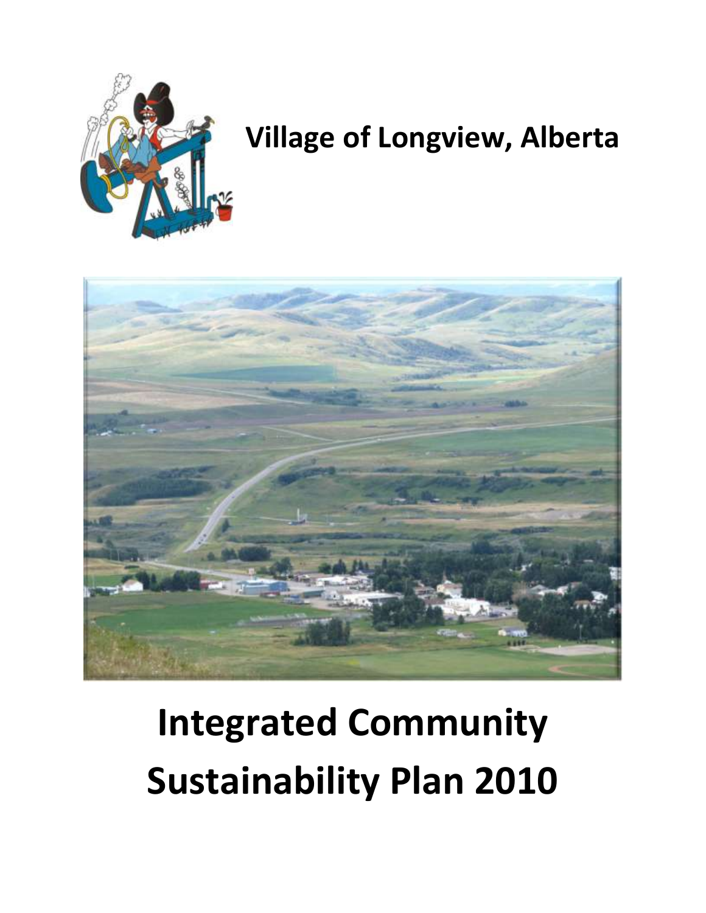# Village of Longview, Alberta

# Integrated Community Sustainability Plan 2010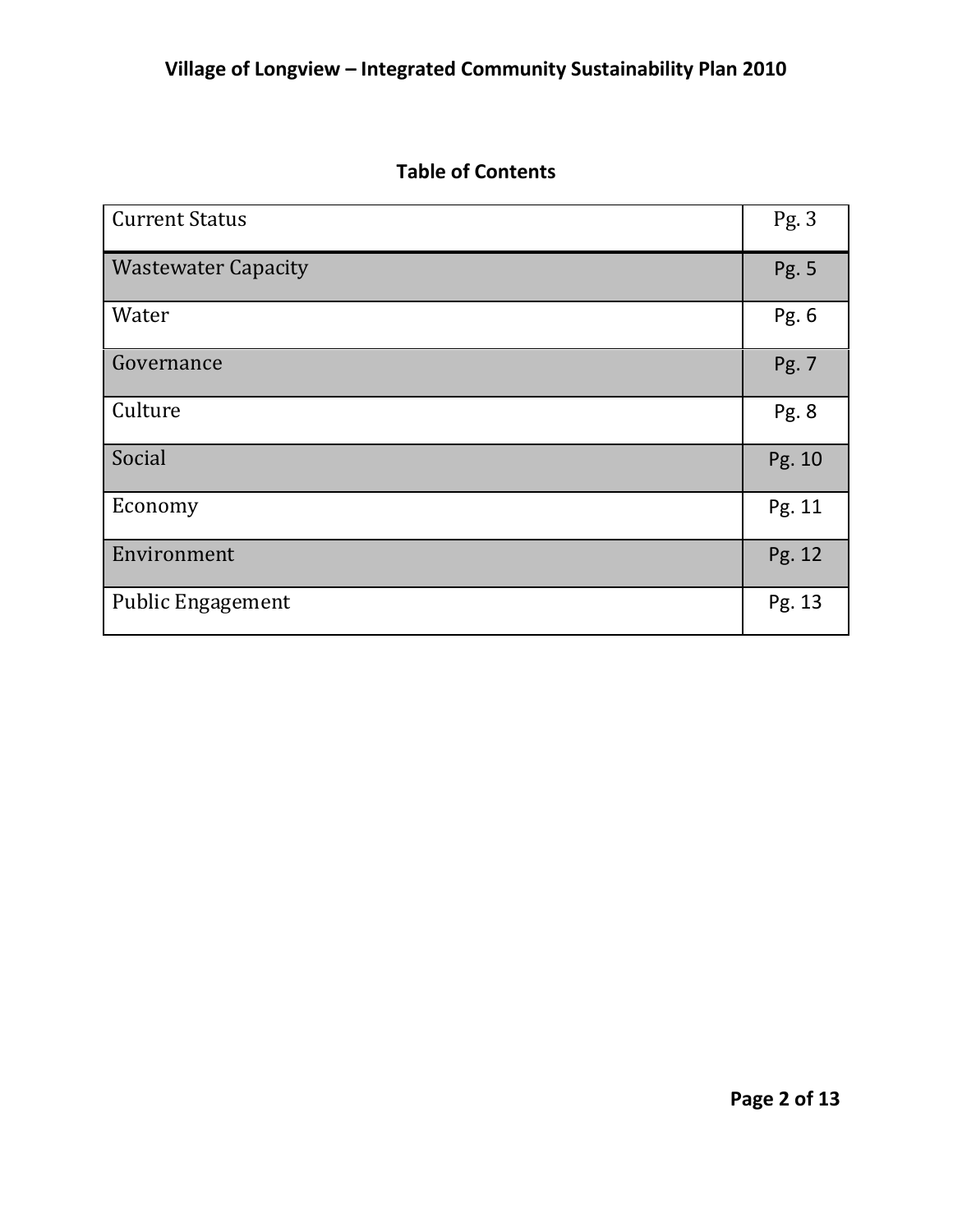## Table of Contents

| Section | Page |
|---|---|
| Current Status | Pg. 3 |
| Wastewater Capacity | Pg. 5 |
| Water | Pg. 6 |
| Governance | Pg. 7 |
| Culture | Pg. 8 |
| Social | Pg. 10 |
| Economy | Pg. 11 |
| Environment | Pg. 12 |
| Public Engagement | Pg. 13 |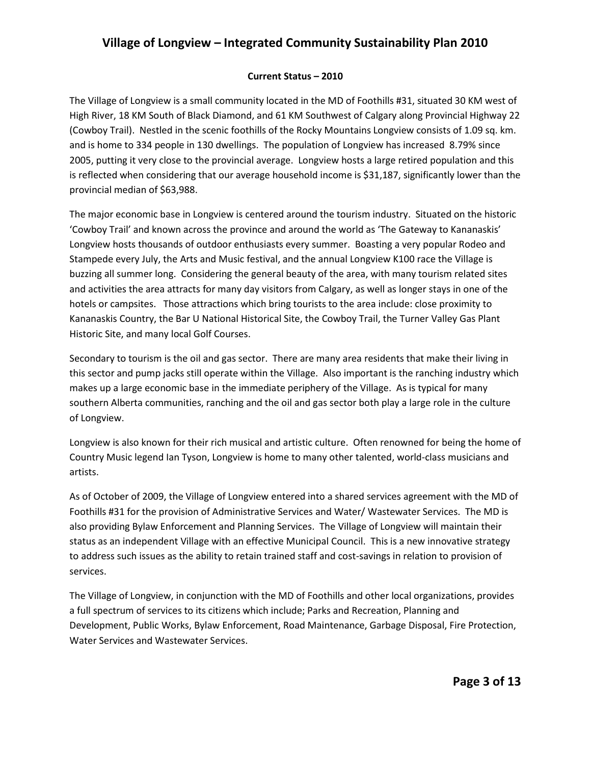**Current Status – 2010**

The Village of Longview is a small community located in the MD of Foothills #31, situated 30 KM west of High River, 18 KM South of Black Diamond, and 61 KM Southwest of Calgary along Provincial Highway 22 (Cowboy Trail). Nestled in the scenic foothills of the Rocky Mountains Longview consists of 1.09 sq. km. and is home to 334 people in 130 dwellings. The population of Longview has increased 8.79% since 2005, putting it very close to the provincial average. Longview hosts a large retired population and this is reflected when considering that our average household income is $31,187, significantly lower than the provincial median of $63,988.

The major economic base in Longview is centered around the tourism industry. Situated on the historic 'Cowboy Trail' and known across the province and around the world as 'The Gateway to Kananaskis' Longview hosts thousands of outdoor enthusiasts every summer. Boasting a very popular Rodeo and Stampede every July, the Arts and Music festival, and the annual Longview K100 race the Village is buzzing all summer long. Considering the general beauty of the area, with many tourism related sites and activities the area attracts for many day visitors from Calgary, as well as longer stays in one of the hotels or campsites. Those attractions which bring tourists to the area include: close proximity to Kananaskis Country, the Bar U National Historical Site, the Cowboy Trail, the Turner Valley Gas Plant Historic Site, and many local Golf Courses.

Secondary to tourism is the oil and gas sector. There are many area residents that make their living in this sector and pump jacks still operate within the Village. Also important is the ranching industry which makes up a large economic base in the immediate periphery of the Village. As is typical for many southern Alberta communities, ranching and the oil and gas sector both play a large role in the culture of Longview.

Longview is also known for their rich musical and artistic culture. Often renowned for being the home of Country Music legend Ian Tyson, Longview is home to many other talented, world-class musicians and artists.

As of October of 2009, the Village of Longview entered into a shared services agreement with the MD of Foothills #31 for the provision of Administrative Services and Water/ Wastewater Services. The MD is also providing Bylaw Enforcement and Planning Services. The Village of Longview will maintain their status as an independent Village with an effective Municipal Council. This is a new innovative strategy to address such issues as the ability to retain trained staff and cost-savings in relation to provision of services.

The Village of Longview, in conjunction with the MD of Foothills and other local organizations, provides a full spectrum of services to its citizens which include; Parks and Recreation, Planning and Development, Public Works, Bylaw Enforcement, Road Maintenance, Garbage Disposal, Fire Protection, Water Services and Wastewater Services.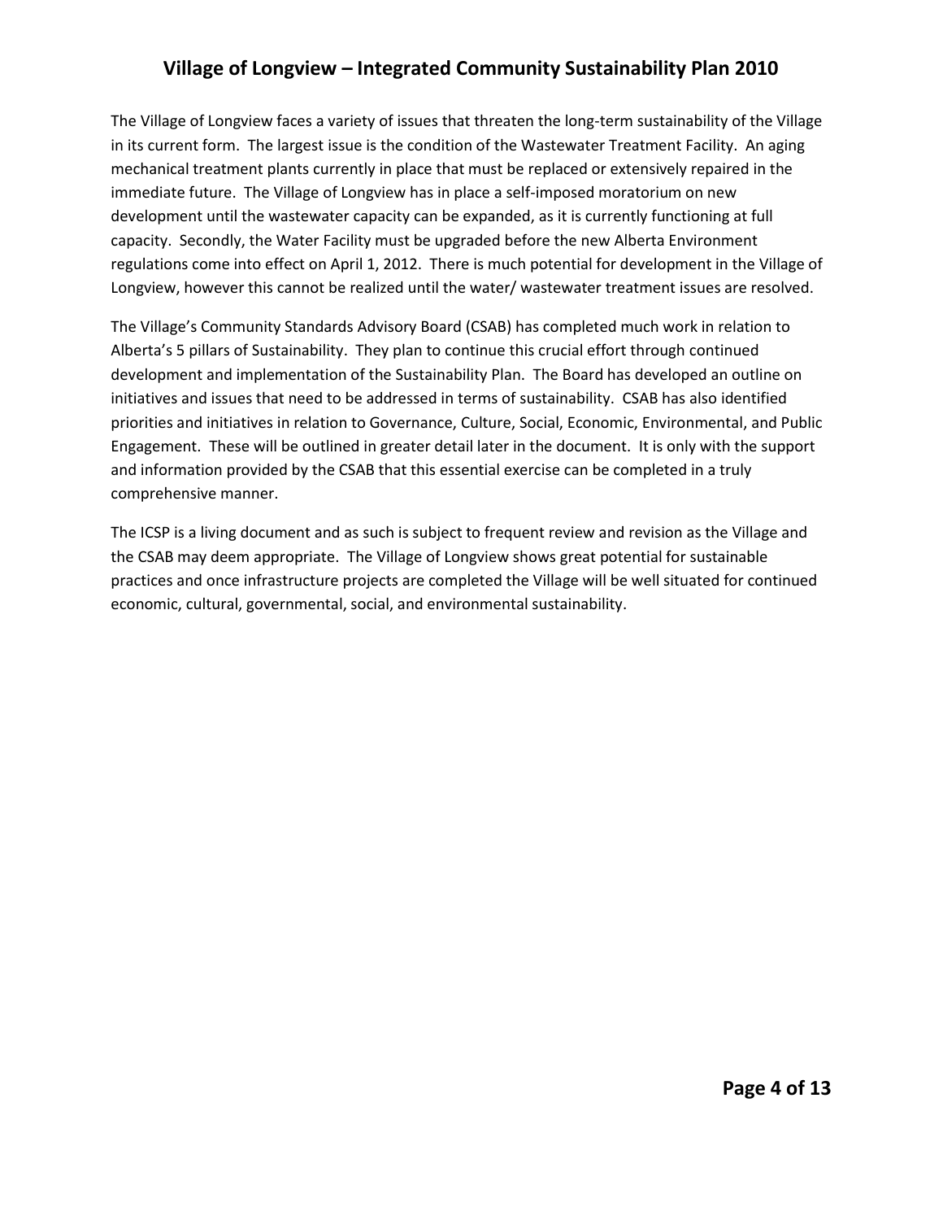The Village of Longview faces a variety of issues that threaten the long-term sustainability of the Village in its current form. The largest issue is the condition of the Wastewater Treatment Facility. An aging mechanical treatment plants currently in place that must be replaced or extensively repaired in the immediate future. The Village of Longview has in place a self-imposed moratorium on new development until the wastewater capacity can be expanded, as it is currently functioning at full capacity. Secondly, the Water Facility must be upgraded before the new Alberta Environment regulations come into effect on April 1, 2012. There is much potential for development in the Village of Longview, however this cannot be realized until the water/ wastewater treatment issues are resolved.

The Village's Community Standards Advisory Board (CSAB) has completed much work in relation to Alberta's 5 pillars of Sustainability. They plan to continue this crucial effort through continued development and implementation of the Sustainability Plan. The Board has developed an outline on initiatives and issues that need to be addressed in terms of sustainability. CSAB has also identified priorities and initiatives in relation to Governance, Culture, Social, Economic, Environmental, and Public Engagement. These will be outlined in greater detail later in the document. It is only with the support and information provided by the CSAB that this essential exercise can be completed in a truly comprehensive manner.

The ICSP is a living document and as such is subject to frequent review and revision as the Village and the CSAB may deem appropriate. The Village of Longview shows great potential for sustainable practices and once infrastructure projects are completed the Village will be well situated for continued economic, cultural, governmental, social, and environmental sustainability.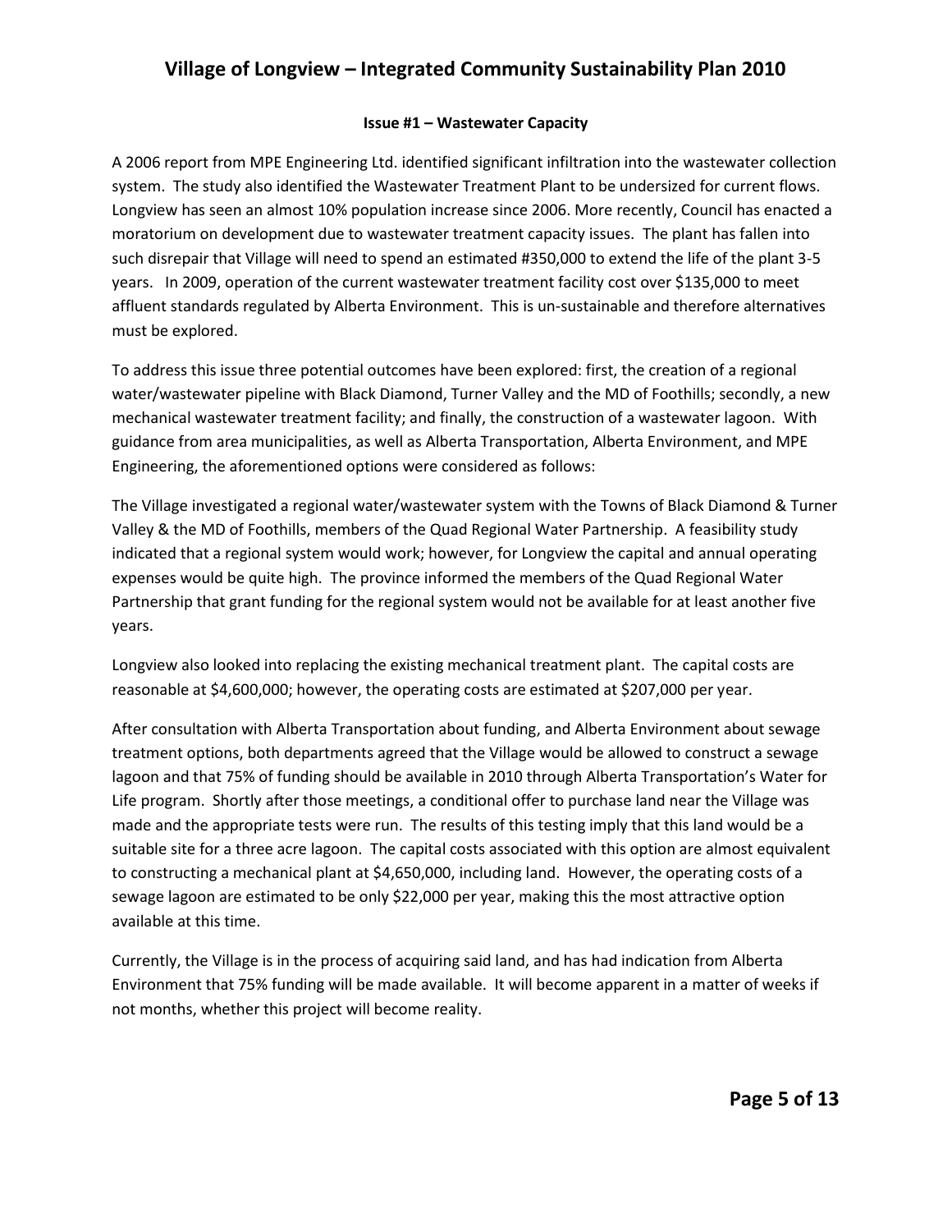**Issue #1 – Wastewater Capacity**

A 2006 report from MPE Engineering Ltd. identified significant infiltration into the wastewater collection system. The study also identified the Wastewater Treatment Plant to be undersized for current flows. Longview has seen an almost 10% population increase since 2006. More recently, Council has enacted a moratorium on development due to wastewater treatment capacity issues. The plant has fallen into such disrepair that Village will need to spend an estimated #350,000 to extend the life of the plant 3-5 years. In 2009, operation of the current wastewater treatment facility cost over $135,000 to meet affluent standards regulated by Alberta Environment. This is un-sustainable and therefore alternatives must be explored.

To address this issue three potential outcomes have been explored: first, the creation of a regional water/wastewater pipeline with Black Diamond, Turner Valley and the MD of Foothills; secondly, a new mechanical wastewater treatment facility; and finally, the construction of a wastewater lagoon. With guidance from area municipalities, as well as Alberta Transportation, Alberta Environment, and MPE Engineering, the aforementioned options were considered as follows:

The Village investigated a regional water/wastewater system with the Towns of Black Diamond & Turner Valley & the MD of Foothills, members of the Quad Regional Water Partnership. A feasibility study indicated that a regional system would work; however, for Longview the capital and annual operating expenses would be quite high. The province informed the members of the Quad Regional Water Partnership that grant funding for the regional system would not be available for at least another five years.

Longview also looked into replacing the existing mechanical treatment plant. The capital costs are reasonable at $4,600,000; however, the operating costs are estimated at $207,000 per year.

After consultation with Alberta Transportation about funding, and Alberta Environment about sewage treatment options, both departments agreed that the Village would be allowed to construct a sewage lagoon and that 75% of funding should be available in 2010 through Alberta Transportation's Water for Life program. Shortly after those meetings, a conditional offer to purchase land near the Village was made and the appropriate tests were run. The results of this testing imply that this land would be a suitable site for a three acre lagoon. The capital costs associated with this option are almost equivalent to constructing a mechanical plant at $4,650,000, including land. However, the operating costs of a sewage lagoon are estimated to be only $22,000 per year, making this the most attractive option available at this time.

Currently, the Village is in the process of acquiring said land, and has had indication from Alberta Environment that 75% funding will be made available. It will become apparent in a matter of weeks if not months, whether this project will become reality.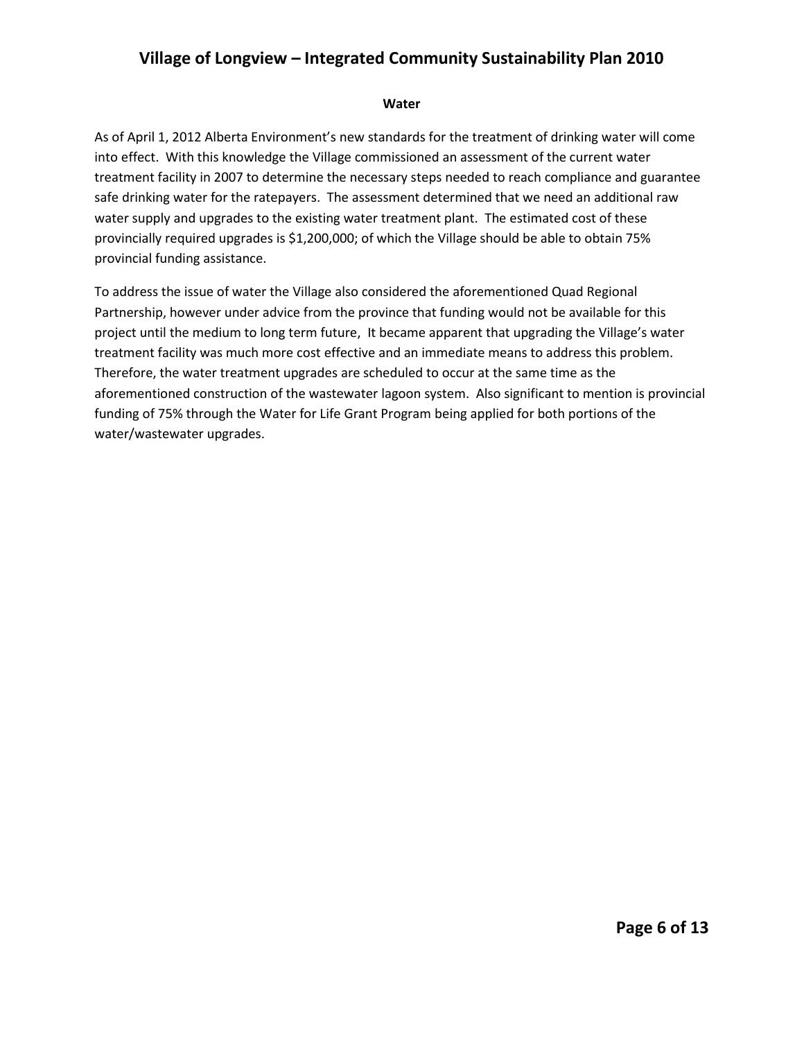**Water**

As of April 1, 2012 Alberta Environment's new standards for the treatment of drinking water will come into effect. With this knowledge the Village commissioned an assessment of the current water treatment facility in 2007 to determine the necessary steps needed to reach compliance and guarantee safe drinking water for the ratepayers. The assessment determined that we need an additional raw water supply and upgrades to the existing water treatment plant. The estimated cost of these provincially required upgrades is $1,200,000; of which the Village should be able to obtain 75% provincial funding assistance.

To address the issue of water the Village also considered the aforementioned Quad Regional Partnership, however under advice from the province that funding would not be available for this project until the medium to long term future, It became apparent that upgrading the Village's water treatment facility was much more cost effective and an immediate means to address this problem. Therefore, the water treatment upgrades are scheduled to occur at the same time as the aforementioned construction of the wastewater lagoon system. Also significant to mention is provincial funding of 75% through the Water for Life Grant Program being applied for both portions of the water/wastewater upgrades.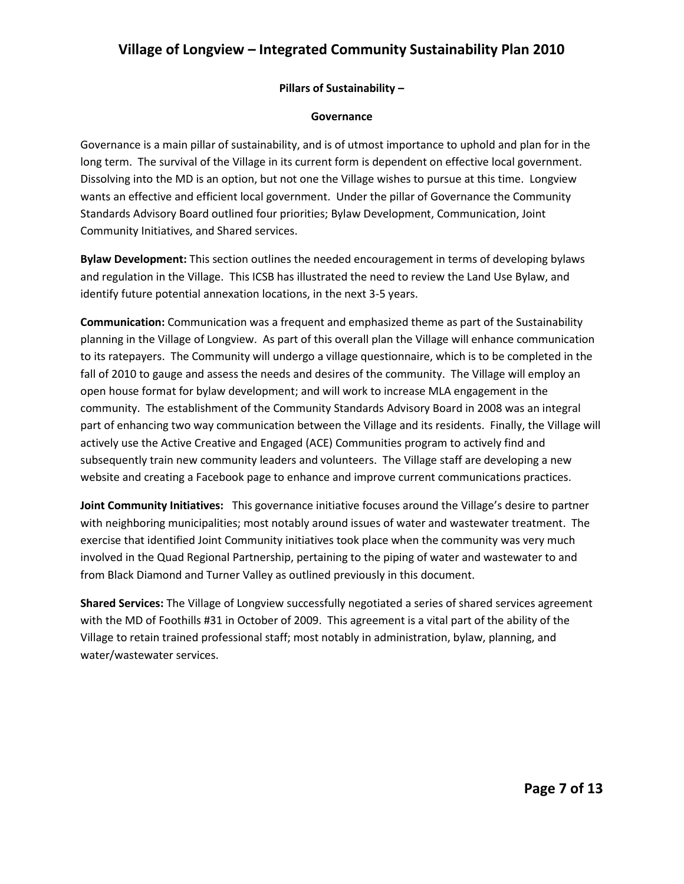**Pillars of Sustainability –**

**Governance**

Governance is a main pillar of sustainability, and is of utmost importance to uphold and plan for in the long term. The survival of the Village in its current form is dependent on effective local government. Dissolving into the MD is an option, but not one the Village wishes to pursue at this time. Longview wants an effective and efficient local government. Under the pillar of Governance the Community Standards Advisory Board outlined four priorities; Bylaw Development, Communication, Joint Community Initiatives, and Shared services.

**Bylaw Development:** This section outlines the needed encouragement in terms of developing bylaws and regulation in the Village. This ICSB has illustrated the need to review the Land Use Bylaw, and identify future potential annexation locations, in the next 3-5 years.

**Communication:** Communication was a frequent and emphasized theme as part of the Sustainability planning in the Village of Longview. As part of this overall plan the Village will enhance communication to its ratepayers. The Community will undergo a village questionnaire, which is to be completed in the fall of 2010 to gauge and assess the needs and desires of the community. The Village will employ an open house format for bylaw development; and will work to increase MLA engagement in the community. The establishment of the Community Standards Advisory Board in 2008 was an integral part of enhancing two way communication between the Village and its residents. Finally, the Village will actively use the Active Creative and Engaged (ACE) Communities program to actively find and subsequently train new community leaders and volunteers. The Village staff are developing a new website and creating a Facebook page to enhance and improve current communications practices.

**Joint Community Initiatives:** This governance initiative focuses around the Village's desire to partner with neighboring municipalities; most notably around issues of water and wastewater treatment. The exercise that identified Joint Community initiatives took place when the community was very much involved in the Quad Regional Partnership, pertaining to the piping of water and wastewater to and from Black Diamond and Turner Valley as outlined previously in this document.

**Shared Services:** The Village of Longview successfully negotiated a series of shared services agreement with the MD of Foothills #31 in October of 2009. This agreement is a vital part of the ability of the Village to retain trained professional staff; most notably in administration, bylaw, planning, and water/wastewater services.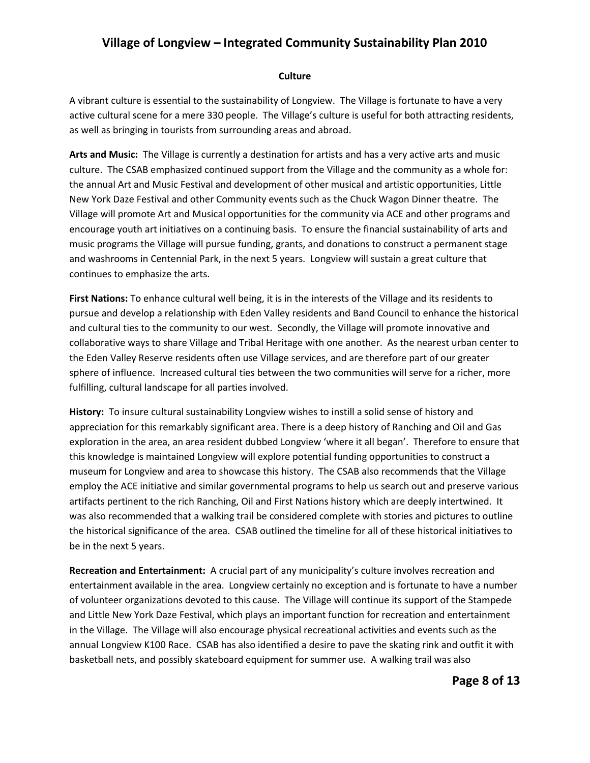**Culture**

A vibrant culture is essential to the sustainability of Longview. The Village is fortunate to have a very active cultural scene for a mere 330 people. The Village's culture is useful for both attracting residents, as well as bringing in tourists from surrounding areas and abroad.

**Arts and Music:** The Village is currently a destination for artists and has a very active arts and music culture. The CSAB emphasized continued support from the Village and the community as a whole for: the annual Art and Music Festival and development of other musical and artistic opportunities, Little New York Daze Festival and other Community events such as the Chuck Wagon Dinner theatre. The Village will promote Art and Musical opportunities for the community via ACE and other programs and encourage youth art initiatives on a continuing basis. To ensure the financial sustainability of arts and music programs the Village will pursue funding, grants, and donations to construct a permanent stage and washrooms in Centennial Park, in the next 5 years. Longview will sustain a great culture that continues to emphasize the arts.

**First Nations:** To enhance cultural well being, it is in the interests of the Village and its residents to pursue and develop a relationship with Eden Valley residents and Band Council to enhance the historical and cultural ties to the community to our west. Secondly, the Village will promote innovative and collaborative ways to share Village and Tribal Heritage with one another. As the nearest urban center to the Eden Valley Reserve residents often use Village services, and are therefore part of our greater sphere of influence. Increased cultural ties between the two communities will serve for a richer, more fulfilling, cultural landscape for all parties involved.

**History:** To insure cultural sustainability Longview wishes to instill a solid sense of history and appreciation for this remarkably significant area. There is a deep history of Ranching and Oil and Gas exploration in the area, an area resident dubbed Longview 'where it all began'. Therefore to ensure that this knowledge is maintained Longview will explore potential funding opportunities to construct a museum for Longview and area to showcase this history. The CSAB also recommends that the Village employ the ACE initiative and similar governmental programs to help us search out and preserve various artifacts pertinent to the rich Ranching, Oil and First Nations history which are deeply intertwined. It was also recommended that a walking trail be considered complete with stories and pictures to outline the historical significance of the area. CSAB outlined the timeline for all of these historical initiatives to be in the next 5 years.

**Recreation and Entertainment:** A crucial part of any municipality's culture involves recreation and entertainment available in the area. Longview certainly no exception and is fortunate to have a number of volunteer organizations devoted to this cause. The Village will continue its support of the Stampede and Little New York Daze Festival, which plays an important function for recreation and entertainment in the Village. The Village will also encourage physical recreational activities and events such as the annual Longview K100 Race. CSAB has also identified a desire to pave the skating rink and outfit it with basketball nets, and possibly skateboard equipment for summer use. A walking trail was also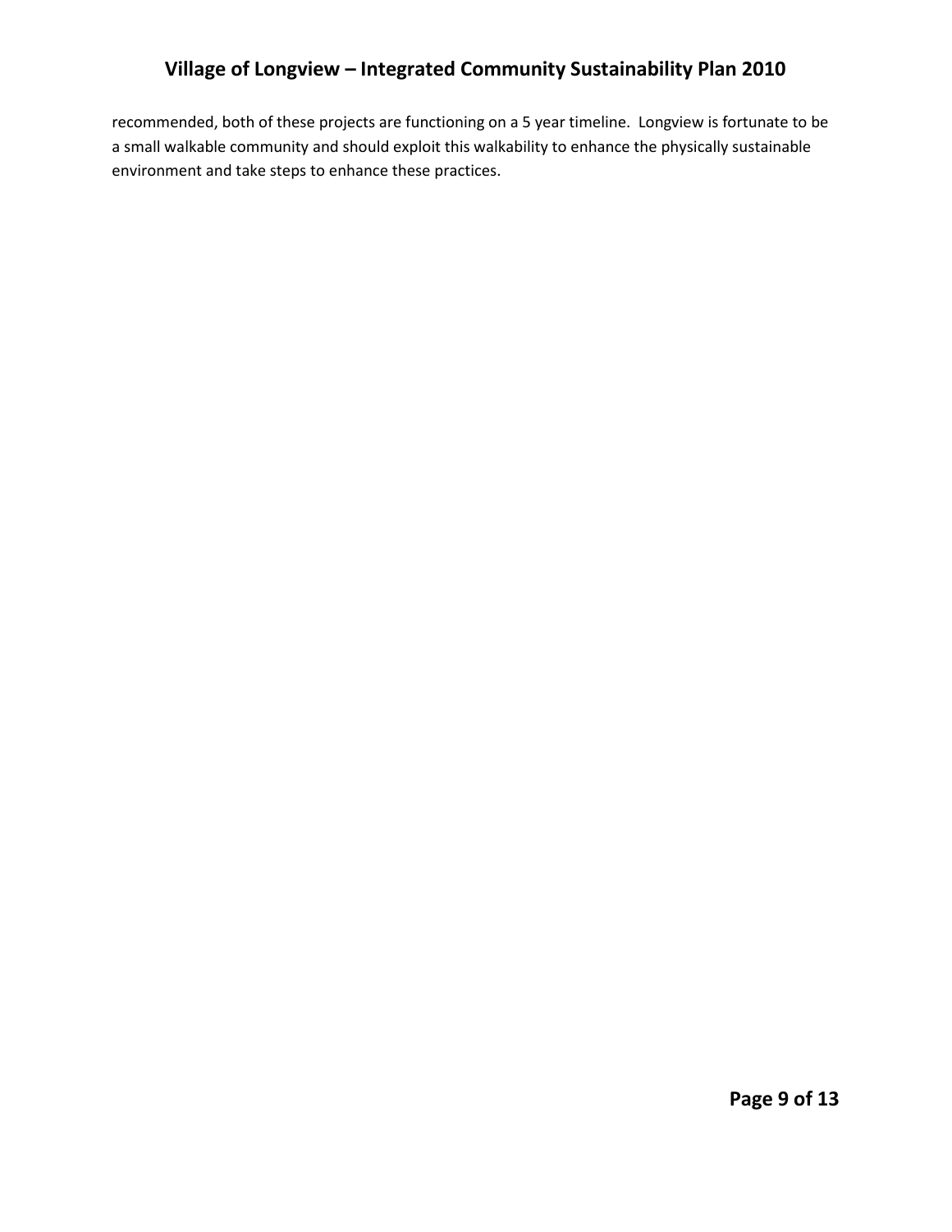recommended, both of these projects are functioning on a 5 year timeline.  Longview is fortunate to be a small walkable community and should exploit this walkability to enhance the physically sustainable environment and take steps to enhance these practices.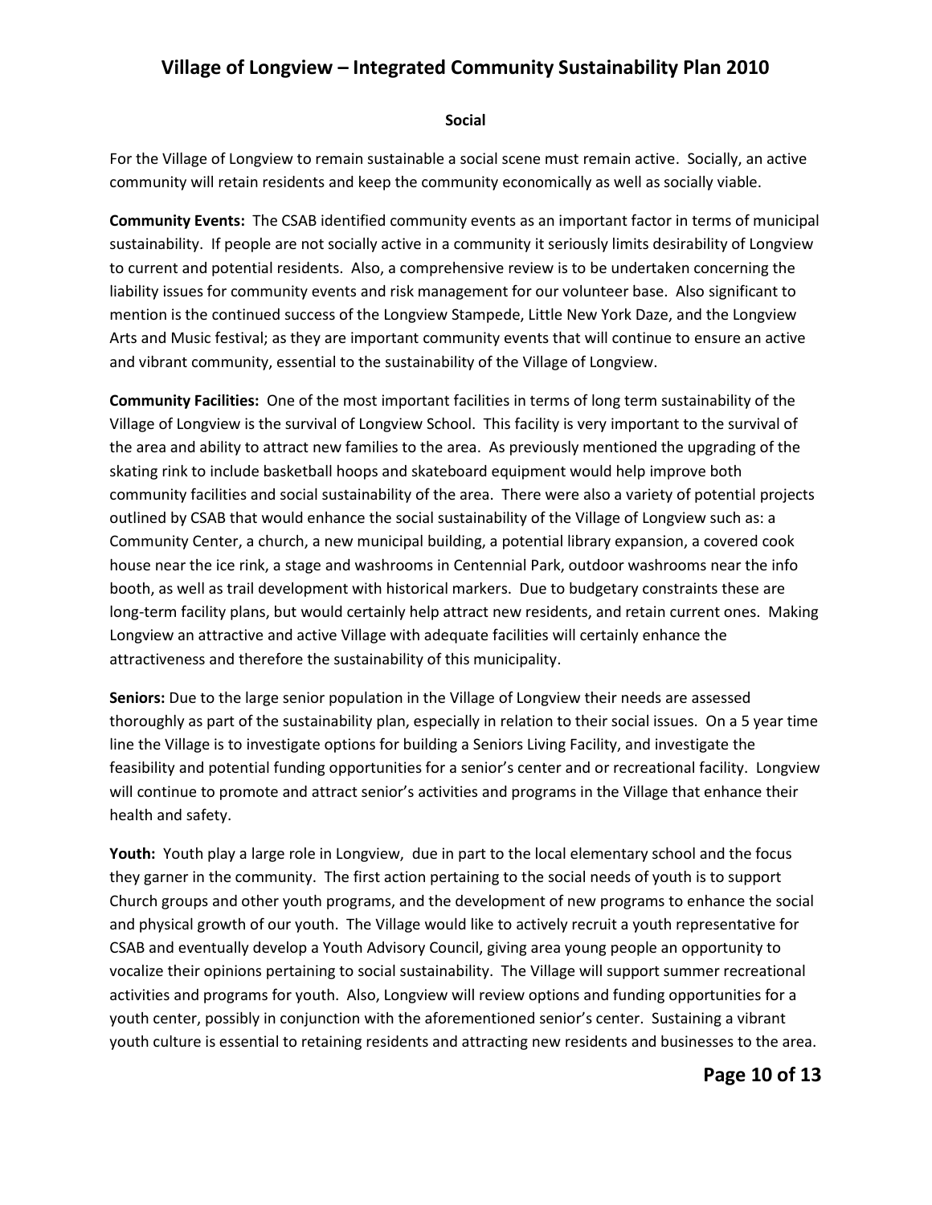**Social**

For the Village of Longview to remain sustainable a social scene must remain active. Socially, an active community will retain residents and keep the community economically as well as socially viable.

**Community Events:** The CSAB identified community events as an important factor in terms of municipal sustainability. If people are not socially active in a community it seriously limits desirability of Longview to current and potential residents. Also, a comprehensive review is to be undertaken concerning the liability issues for community events and risk management for our volunteer base. Also significant to mention is the continued success of the Longview Stampede, Little New York Daze, and the Longview Arts and Music festival; as they are important community events that will continue to ensure an active and vibrant community, essential to the sustainability of the Village of Longview.

**Community Facilities:** One of the most important facilities in terms of long term sustainability of the Village of Longview is the survival of Longview School. This facility is very important to the survival of the area and ability to attract new families to the area. As previously mentioned the upgrading of the skating rink to include basketball hoops and skateboard equipment would help improve both community facilities and social sustainability of the area. There were also a variety of potential projects outlined by CSAB that would enhance the social sustainability of the Village of Longview such as: a Community Center, a church, a new municipal building, a potential library expansion, a covered cook house near the ice rink, a stage and washrooms in Centennial Park, outdoor washrooms near the info booth, as well as trail development with historical markers. Due to budgetary constraints these are long-term facility plans, but would certainly help attract new residents, and retain current ones. Making Longview an attractive and active Village with adequate facilities will certainly enhance the attractiveness and therefore the sustainability of this municipality.

**Seniors:** Due to the large senior population in the Village of Longview their needs are assessed thoroughly as part of the sustainability plan, especially in relation to their social issues. On a 5 year time line the Village is to investigate options for building a Seniors Living Facility, and investigate the feasibility and potential funding opportunities for a senior's center and or recreational facility. Longview will continue to promote and attract senior's activities and programs in the Village that enhance their health and safety.

**Youth:** Youth play a large role in Longview, due in part to the local elementary school and the focus they garner in the community. The first action pertaining to the social needs of youth is to support Church groups and other youth programs, and the development of new programs to enhance the social and physical growth of our youth. The Village would like to actively recruit a youth representative for CSAB and eventually develop a Youth Advisory Council, giving area young people an opportunity to vocalize their opinions pertaining to social sustainability. The Village will support summer recreational activities and programs for youth. Also, Longview will review options and funding opportunities for a youth center, possibly in conjunction with the aforementioned senior's center. Sustaining a vibrant youth culture is essential to retaining residents and attracting new residents and businesses to the area.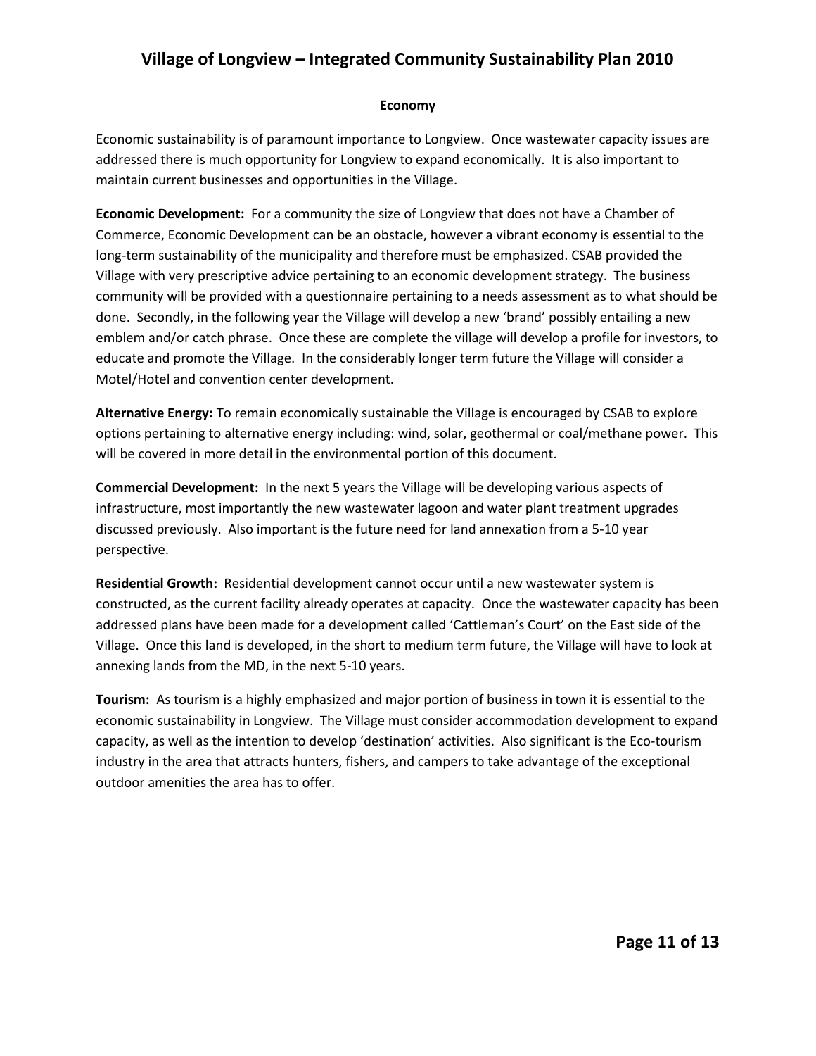## Economy

Economic sustainability is of paramount importance to Longview. Once wastewater capacity issues are addressed there is much opportunity for Longview to expand economically. It is also important to maintain current businesses and opportunities in the Village.

**Economic Development:** For a community the size of Longview that does not have a Chamber of Commerce, Economic Development can be an obstacle, however a vibrant economy is essential to the long-term sustainability of the municipality and therefore must be emphasized. CSAB provided the Village with very prescriptive advice pertaining to an economic development strategy. The business community will be provided with a questionnaire pertaining to a needs assessment as to what should be done. Secondly, in the following year the Village will develop a new 'brand' possibly entailing a new emblem and/or catch phrase. Once these are complete the village will develop a profile for investors, to educate and promote the Village. In the considerably longer term future the Village will consider a Motel/Hotel and convention center development.

**Alternative Energy:** To remain economically sustainable the Village is encouraged by CSAB to explore options pertaining to alternative energy including: wind, solar, geothermal or coal/methane power. This will be covered in more detail in the environmental portion of this document.

**Commercial Development:** In the next 5 years the Village will be developing various aspects of infrastructure, most importantly the new wastewater lagoon and water plant treatment upgrades discussed previously. Also important is the future need for land annexation from a 5-10 year perspective.

**Residential Growth:** Residential development cannot occur until a new wastewater system is constructed, as the current facility already operates at capacity. Once the wastewater capacity has been addressed plans have been made for a development called 'Cattleman's Court' on the East side of the Village. Once this land is developed, in the short to medium term future, the Village will have to look at annexing lands from the MD, in the next 5-10 years.

**Tourism:** As tourism is a highly emphasized and major portion of business in town it is essential to the economic sustainability in Longview. The Village must consider accommodation development to expand capacity, as well as the intention to develop 'destination' activities. Also significant is the Eco-tourism industry in the area that attracts hunters, fishers, and campers to take advantage of the exceptional outdoor amenities the area has to offer.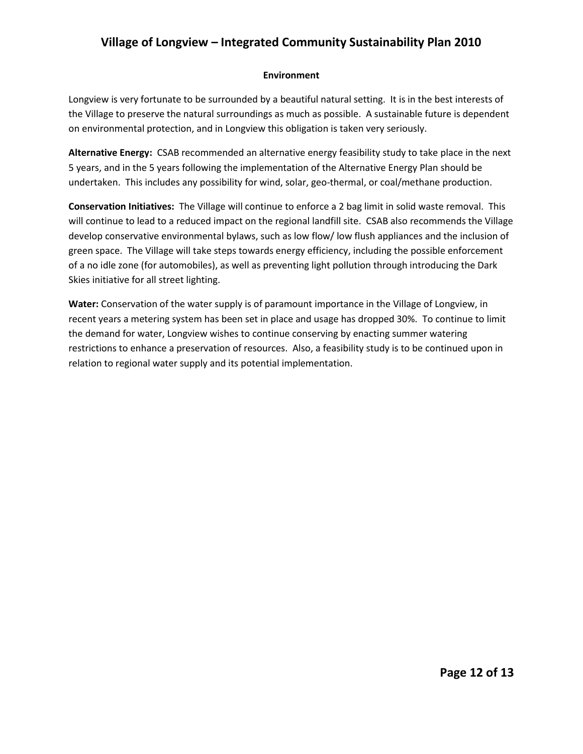## Environment

Longview is very fortunate to be surrounded by a beautiful natural setting. It is in the best interests of the Village to preserve the natural surroundings as much as possible. A sustainable future is dependent on environmental protection, and in Longview this obligation is taken very seriously.

**Alternative Energy:** CSAB recommended an alternative energy feasibility study to take place in the next 5 years, and in the 5 years following the implementation of the Alternative Energy Plan should be undertaken. This includes any possibility for wind, solar, geo-thermal, or coal/methane production.

**Conservation Initiatives:** The Village will continue to enforce a 2 bag limit in solid waste removal. This will continue to lead to a reduced impact on the regional landfill site. CSAB also recommends the Village develop conservative environmental bylaws, such as low flow/ low flush appliances and the inclusion of green space. The Village will take steps towards energy efficiency, including the possible enforcement of a no idle zone (for automobiles), as well as preventing light pollution through introducing the Dark Skies initiative for all street lighting.

**Water:** Conservation of the water supply is of paramount importance in the Village of Longview, in recent years a metering system has been set in place and usage has dropped 30%. To continue to limit the demand for water, Longview wishes to continue conserving by enacting summer watering restrictions to enhance a preservation of resources. Also, a feasibility study is to be continued upon in relation to regional water supply and its potential implementation.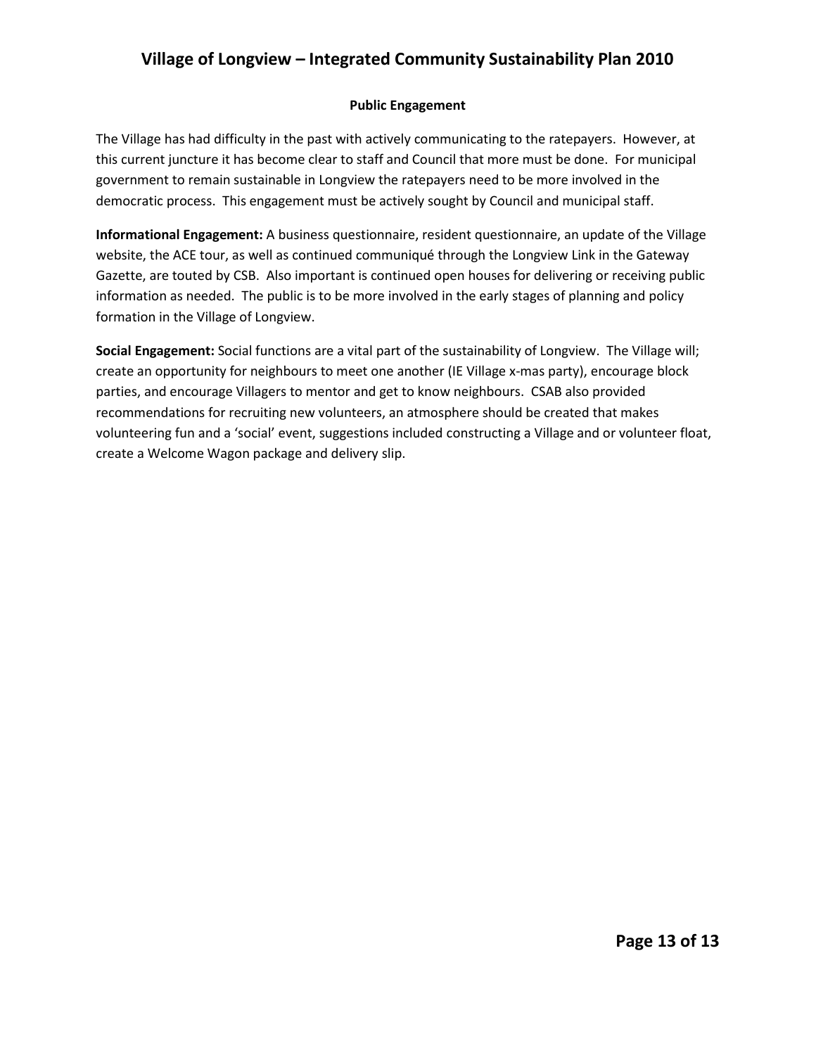### Public Engagement

The Village has had difficulty in the past with actively communicating to the ratepayers. However, at this current juncture it has become clear to staff and Council that more must be done. For municipal government to remain sustainable in Longview the ratepayers need to be more involved in the democratic process. This engagement must be actively sought by Council and municipal staff.

**Informational Engagement:** A business questionnaire, resident questionnaire, an update of the Village website, the ACE tour, as well as continued communiqué through the Longview Link in the Gateway Gazette, are touted by CSB. Also important is continued open houses for delivering or receiving public information as needed. The public is to be more involved in the early stages of planning and policy formation in the Village of Longview.

**Social Engagement:** Social functions are a vital part of the sustainability of Longview. The Village will; create an opportunity for neighbours to meet one another (IE Village x-mas party), encourage block parties, and encourage Villagers to mentor and get to know neighbours. CSAB also provided recommendations for recruiting new volunteers, an atmosphere should be created that makes volunteering fun and a 'social' event, suggestions included constructing a Village and or volunteer float, create a Welcome Wagon package and delivery slip.